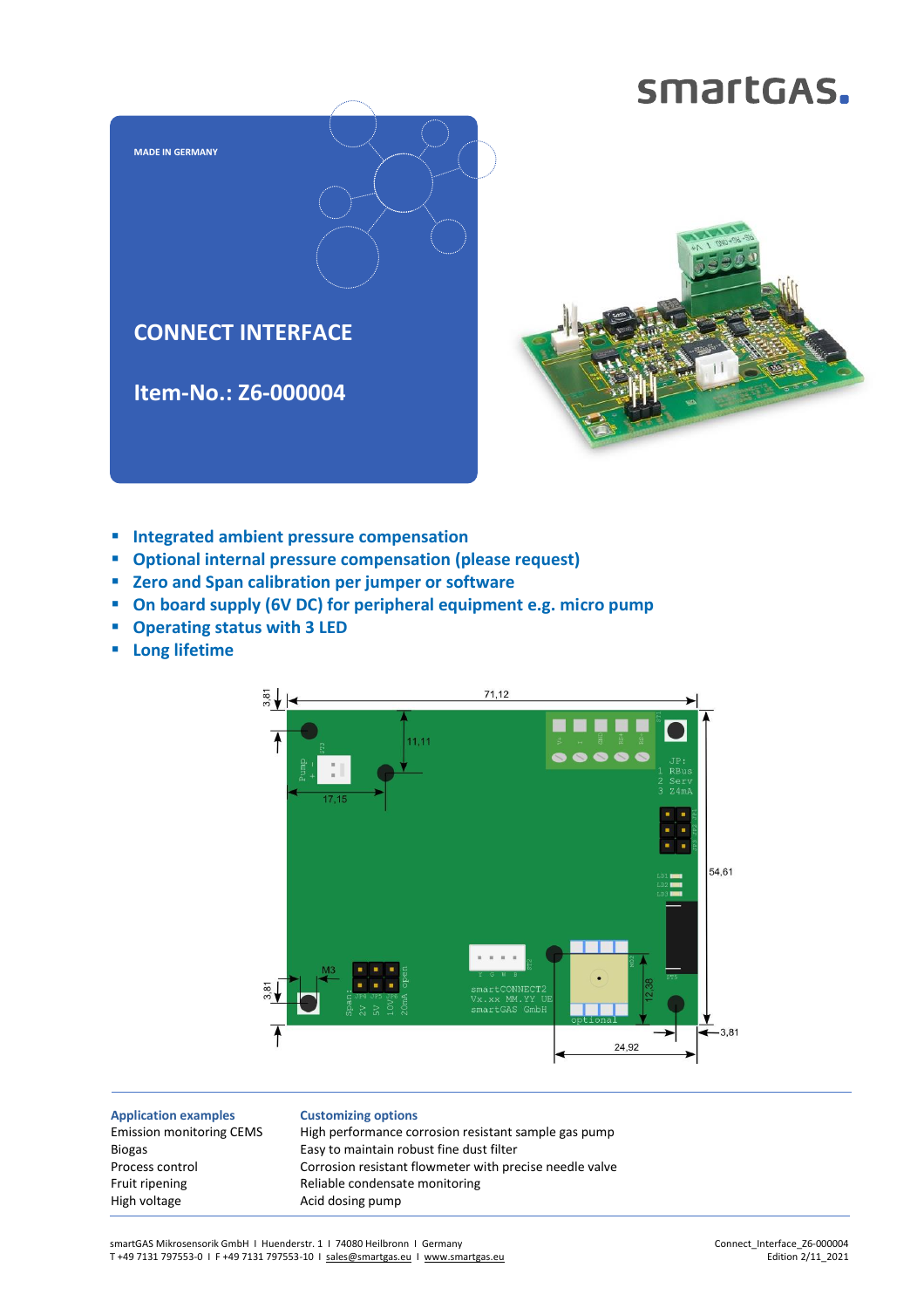smartGAS.

MADE IN GERMANY

# CONNECT INTERFACE

## Item-No.: Z6-000004

- **Integrated ambient pressure compensation**
- **Optional internal pressure compensation (please request)**
- **Zero and Span calibration per jumper or software**
- **On board supply (6V DC) for peripheral equipment e.g. micro pump**
- **Operating status with 3 LED**
- **Long lifetime**

| Application examples | Customizing options |
|---|---|
| Emission monitoring CEMS | High performance corrosion resistant sample gas pump |
| Biogas | Easy to maintain robust fine dust filter |
| Process control | Corrosion resistant flowmeter with precise needle valve |
| Fruit ripening | Reliable condensate monitoring |
| High voltage | Acid dosing pump |

smartGAS Mikrosensorik GmbH I Huenderstr. 1 I 74080 Heilbronn I Germany
T +49 7131 797553-0 I F +49 7131 797553-10 I sales@smartgas.eu I www.smartgas.eu

Connect_Interface_Z6-000004
Edition 2/11_2021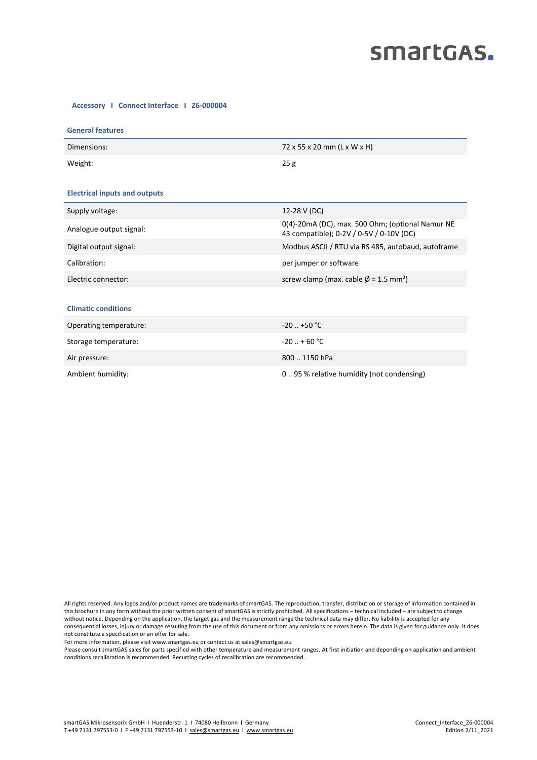**Accessory I Connect Interface I Z6-000004**

### General features

| | |
|---|---|
| Dimensions: | 72 x 55 x 20 mm (L x W x H) |
| Weight: | 25 g |

### Electrical inputs and outputs

| | |
|---|---|
| Supply voltage: | 12-28 V (DC) |
| Analogue output signal: | 0(4)-20mA (DC), max. 500 Ohm; (optional Namur NE 43 compatible); 0-2V / 0-5V / 0-10V (DC) |
| Digital output signal: | Modbus ASCII / RTU via RS 485, autobaud, autoframe |
| Calibration: | per jumper or software |
| Electric connector: | screw clamp (max. cable Ø = 1.5 mm²) |

### Climatic conditions

| | |
|---|---|
| Operating temperature: | -20 .. +50 °C |
| Storage temperature: | -20 .. + 60 °C |
| Air pressure: | 800 .. 1150 hPa |
| Ambient humidity: | 0 .. 95 % relative humidity (not condensing) |

All rights reserved. Any logos and/or product names are trademarks of smartGAS. The reproduction, transfer, distribution or storage of information contained in this brochure in any form without the prior written consent of smartGAS is strictly prohibited. All specifications – technical included – are subject to change without notice. Depending on the application, the target gas and the measurement range the technical data may differ. No liability is accepted for any consequential losses, injury or damage resulting from the use of this document or from any omissions or errors herein. The data is given for guidance only. It does not constitute a specification or an offer for sale.

For more information, please visit www.smartgas.eu or contact us at sales@smartgas.eu

Please consult smartGAS sales for parts specified with other temperature and measurement ranges. At first initiation and depending on application and ambient conditions recalibration is recommended. Recurring cycles of recalibration are recommended.

smartGAS Mikrosensorik GmbH I Huenderstr. 1 I 74080 Heilbronn I Germany
T +49 7131 797553-0 I F +49 7131 797553-10 I sales@smartgas.eu I www.smartgas.eu

Connect_Interface_Z6-000004
Edition 2/11_2021